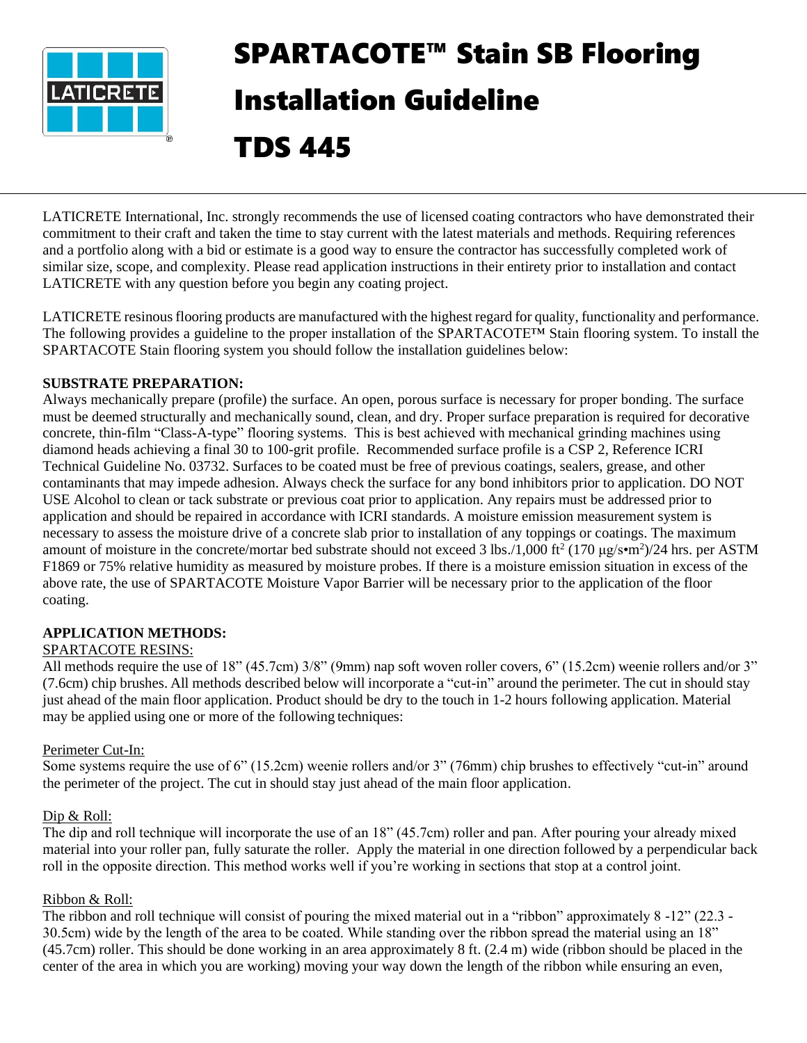# SPARTACOTE™ Stain SB Flooring Installation Guideline TDS 445

LATICRETE International, Inc. strongly recommends the use of licensed coating contractors who have demonstrated their commitment to their craft and taken the time to stay current with the latest materials and methods. Requiring references and a portfolio along with a bid or estimate is a good way to ensure the contractor has successfully completed work of similar size, scope, and complexity. Please read application instructions in their entirety prior to installation and contact LATICRETE with any question before you begin any coating project.

LATICRETE resinous flooring products are manufactured with the highest regard for quality, functionality and performance. The following provides a guideline to the proper installation of the SPARTACOTE™ Stain flooring system. To install the SPARTACOTE Stain flooring system you should follow the installation guidelines below:

**SUBSTRATE PREPARATION:**

Always mechanically prepare (profile) the surface. An open, porous surface is necessary for proper bonding. The surface must be deemed structurally and mechanically sound, clean, and dry. Proper surface preparation is required for decorative concrete, thin-film "Class-A-type" flooring systems. This is best achieved with mechanical grinding machines using diamond heads achieving a final 30 to 100-grit profile. Recommended surface profile is a CSP 2, Reference ICRI Technical Guideline No. 03732. Surfaces to be coated must be free of previous coatings, sealers, grease, and other contaminants that may impede adhesion. Always check the surface for any bond inhibitors prior to application. DO NOT USE Alcohol to clean or tack substrate or previous coat prior to application. Any repairs must be addressed prior to application and should be repaired in accordance with ICRI standards. A moisture emission measurement system is necessary to assess the moisture drive of a concrete slab prior to installation of any toppings or coatings. The maximum amount of moisture in the concrete/mortar bed substrate should not exceed 3 lbs./1,000 ft$^2$ (170 μg/s•m$^2$)/24 hrs. per ASTM F1869 or 75% relative humidity as measured by moisture probes. If there is a moisture emission situation in excess of the above rate, the use of SPARTACOTE Moisture Vapor Barrier will be necessary prior to the application of the floor coating.

**APPLICATION METHODS:**

SPARTACOTE RESINS:

All methods require the use of 18" (45.7cm) 3/8" (9mm) nap soft woven roller covers, 6" (15.2cm) weenie rollers and/or 3" (7.6cm) chip brushes. All methods described below will incorporate a "cut-in" around the perimeter. The cut in should stay just ahead of the main floor application. Product should be dry to the touch in 1-2 hours following application. Material may be applied using one or more of the following techniques:

Perimeter Cut-In:

Some systems require the use of 6" (15.2cm) weenie rollers and/or 3" (76mm) chip brushes to effectively "cut-in" around the perimeter of the project. The cut in should stay just ahead of the main floor application.

Dip & Roll:

The dip and roll technique will incorporate the use of an 18" (45.7cm) roller and pan. After pouring your already mixed material into your roller pan, fully saturate the roller. Apply the material in one direction followed by a perpendicular back roll in the opposite direction. This method works well if you're working in sections that stop at a control joint.

Ribbon & Roll:

The ribbon and roll technique will consist of pouring the mixed material out in a "ribbon" approximately 8 -12" (22.3 - 30.5cm) wide by the length of the area to be coated. While standing over the ribbon spread the material using an 18" (45.7cm) roller. This should be done working in an area approximately 8 ft. (2.4 m) wide (ribbon should be placed in the center of the area in which you are working) moving your way down the length of the ribbon while ensuring an even,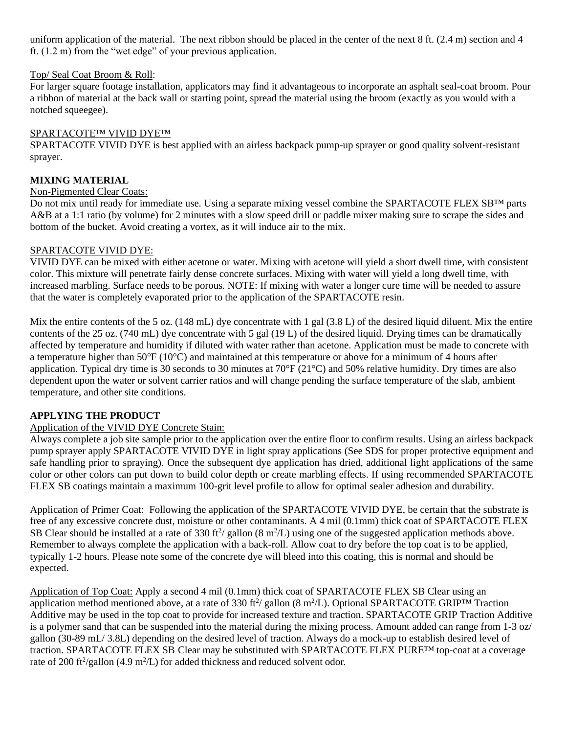uniform application of the material. The next ribbon should be placed in the center of the next 8 ft. (2.4 m) section and 4 ft. (1.2 m) from the "wet edge" of your previous application.

Top/ Seal Coat Broom & Roll:

For larger square footage installation, applicators may find it advantageous to incorporate an asphalt seal-coat broom. Pour a ribbon of material at the back wall or starting point, spread the material using the broom (exactly as you would with a notched squeegee).

SPARTACOTE™ VIVID DYE™

SPARTACOTE VIVID DYE is best applied with an airless backpack pump-up sprayer or good quality solvent-resistant sprayer.

**MIXING MATERIAL**

Non-Pigmented Clear Coats:

Do not mix until ready for immediate use. Using a separate mixing vessel combine the SPARTACOTE FLEX SB™ parts A&B at a 1:1 ratio (by volume) for 2 minutes with a slow speed drill or paddle mixer making sure to scrape the sides and bottom of the bucket. Avoid creating a vortex, as it will induce air to the mix.

SPARTACOTE VIVID DYE:

VIVID DYE can be mixed with either acetone or water. Mixing with acetone will yield a short dwell time, with consistent color. This mixture will penetrate fairly dense concrete surfaces. Mixing with water will yield a long dwell time, with increased marbling. Surface needs to be porous. NOTE: If mixing with water a longer cure time will be needed to assure that the water is completely evaporated prior to the application of the SPARTACOTE resin.

Mix the entire contents of the 5 oz. (148 mL) dye concentrate with 1 gal (3.8 L) of the desired liquid diluent. Mix the entire contents of the 25 oz. (740 mL) dye concentrate with 5 gal (19 L) of the desired liquid. Drying times can be dramatically affected by temperature and humidity if diluted with water rather than acetone. Application must be made to concrete with a temperature higher than 50°F (10°C) and maintained at this temperature or above for a minimum of 4 hours after application. Typical dry time is 30 seconds to 30 minutes at 70°F (21°C) and 50% relative humidity. Dry times are also dependent upon the water or solvent carrier ratios and will change pending the surface temperature of the slab, ambient temperature, and other site conditions.

**APPLYING THE PRODUCT**

Application of the VIVID DYE Concrete Stain:

Always complete a job site sample prior to the application over the entire floor to confirm results. Using an airless backpack pump sprayer apply SPARTACOTE VIVID DYE in light spray applications (See SDS for proper protective equipment and safe handling prior to spraying). Once the subsequent dye application has dried, additional light applications of the same color or other colors can put down to build color depth or create marbling effects. If using recommended SPARTACOTE FLEX SB coatings maintain a maximum 100-grit level profile to allow for optimal sealer adhesion and durability.

Application of Primer Coat: Following the application of the SPARTACOTE VIVID DYE, be certain that the substrate is free of any excessive concrete dust, moisture or other contaminants. A 4 mil (0.1mm) thick coat of SPARTACOTE FLEX SB Clear should be installed at a rate of 330 ft$^2$/ gallon (8 m$^2$/L) using one of the suggested application methods above. Remember to always complete the application with a back-roll. Allow coat to dry before the top coat is to be applied, typically 1-2 hours. Please note some of the concrete dye will bleed into this coating, this is normal and should be expected.

Application of Top Coat: Apply a second 4 mil (0.1mm) thick coat of SPARTACOTE FLEX SB Clear using an application method mentioned above, at a rate of 330 ft$^2$/ gallon (8 m$^2$/L). Optional SPARTACOTE GRIP™ Traction Additive may be used in the top coat to provide for increased texture and traction. SPARTACOTE GRIP Traction Additive is a polymer sand that can be suspended into the material during the mixing process. Amount added can range from 1-3 oz/ gallon (30-89 mL/ 3.8L) depending on the desired level of traction. Always do a mock-up to establish desired level of traction. SPARTACOTE FLEX SB Clear may be substituted with SPARTACOTE FLEX PURE™ top-coat at a coverage rate of 200 ft$^2$/gallon (4.9 m$^2$/L) for added thickness and reduced solvent odor.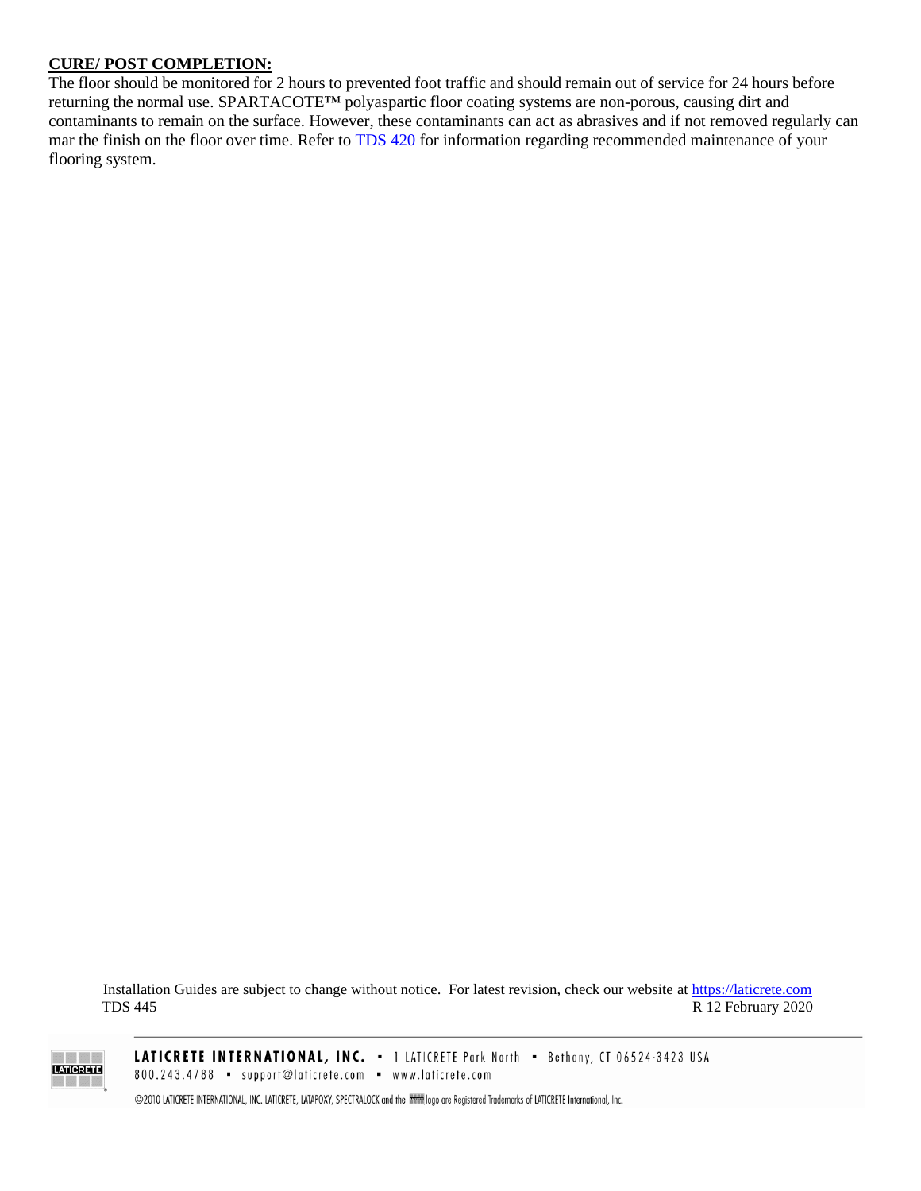**CURE/ POST COMPLETION:**

The floor should be monitored for 2 hours to prevented foot traffic and should remain out of service for 24 hours before returning the normal use. SPARTACOTE™ polyaspartic floor coating systems are non-porous, causing dirt and contaminants to remain on the surface. However, these contaminants can act as abrasives and if not removed regularly can mar the finish on the floor over time. Refer to [TDS 420](TDS 420) for information regarding recommended maintenance of your flooring system.

Installation Guides are subject to change without notice. For latest revision, check our website at [https://laticrete.com](https://laticrete.com)

TDS 445 R 12 February 2020

**LATICRETE INTERNATIONAL, INC.** ▪ 1 LATICRETE Park North ▪ Bethany, CT 06524-3423 USA

800.243.4788 ▪ support@laticrete.com ▪ www.laticrete.com

©2010 LATICRETE INTERNATIONAL, INC. LATICRETE, LATAPOXY, SPECTRALOCK and the logo are Registered Trademarks of LATICRETE International, Inc.